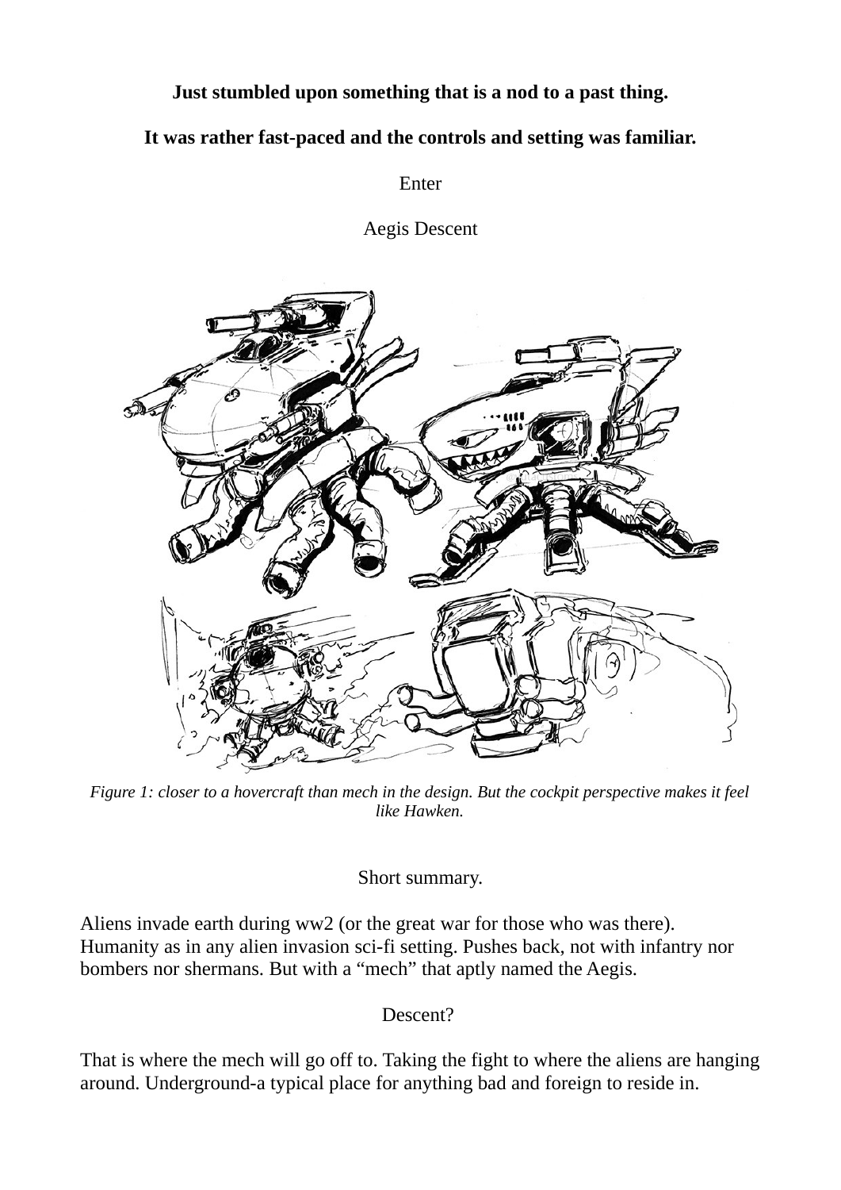**Just stumbled upon something that is a nod to a past thing.**

**It was rather fast-paced and the controls and setting was familiar.**

Enter

Aegis Descent

*Figure 1: closer to a hovercraft than mech in the design. But the cockpit perspective makes it feel like Hawken.*

Short summary.

Aliens invade earth during ww2 (or the great war for those who was there). Humanity as in any alien invasion sci-fi setting. Pushes back, not with infantry nor bombers nor shermans. But with a “mech” that aptly named the Aegis.

Descent?

That is where the mech will go off to. Taking the fight to where the aliens are hanging around. Underground-a typical place for anything bad and foreign to reside in.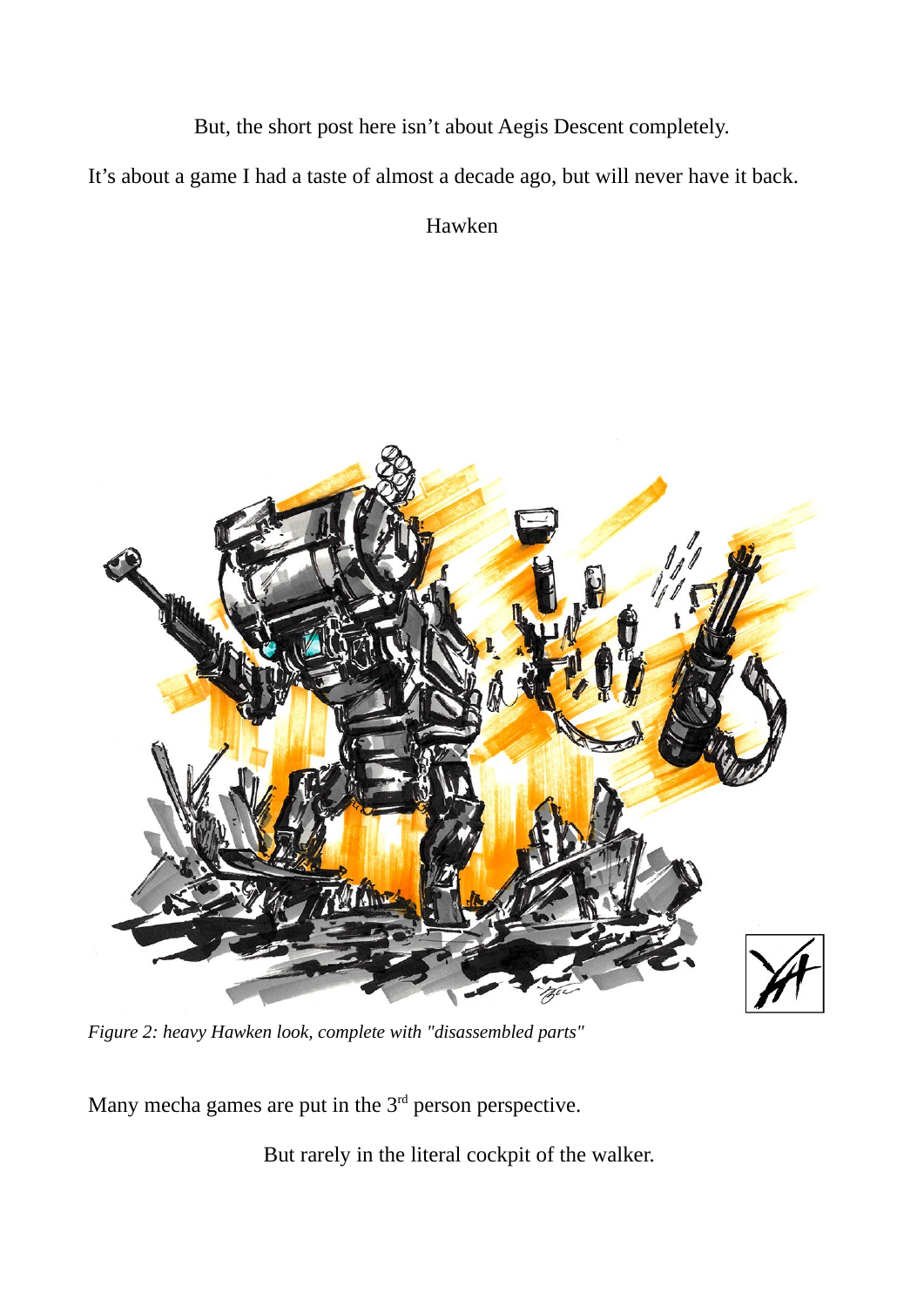But, the short post here isn't about Aegis Descent completely.

It's about a game I had a taste of almost a decade ago, but will never have it back.

Hawken

*Figure 2: heavy Hawken look, complete with "disassembled parts"*

Many mecha games are put in the 3rd person perspective.

But rarely in the literal cockpit of the walker.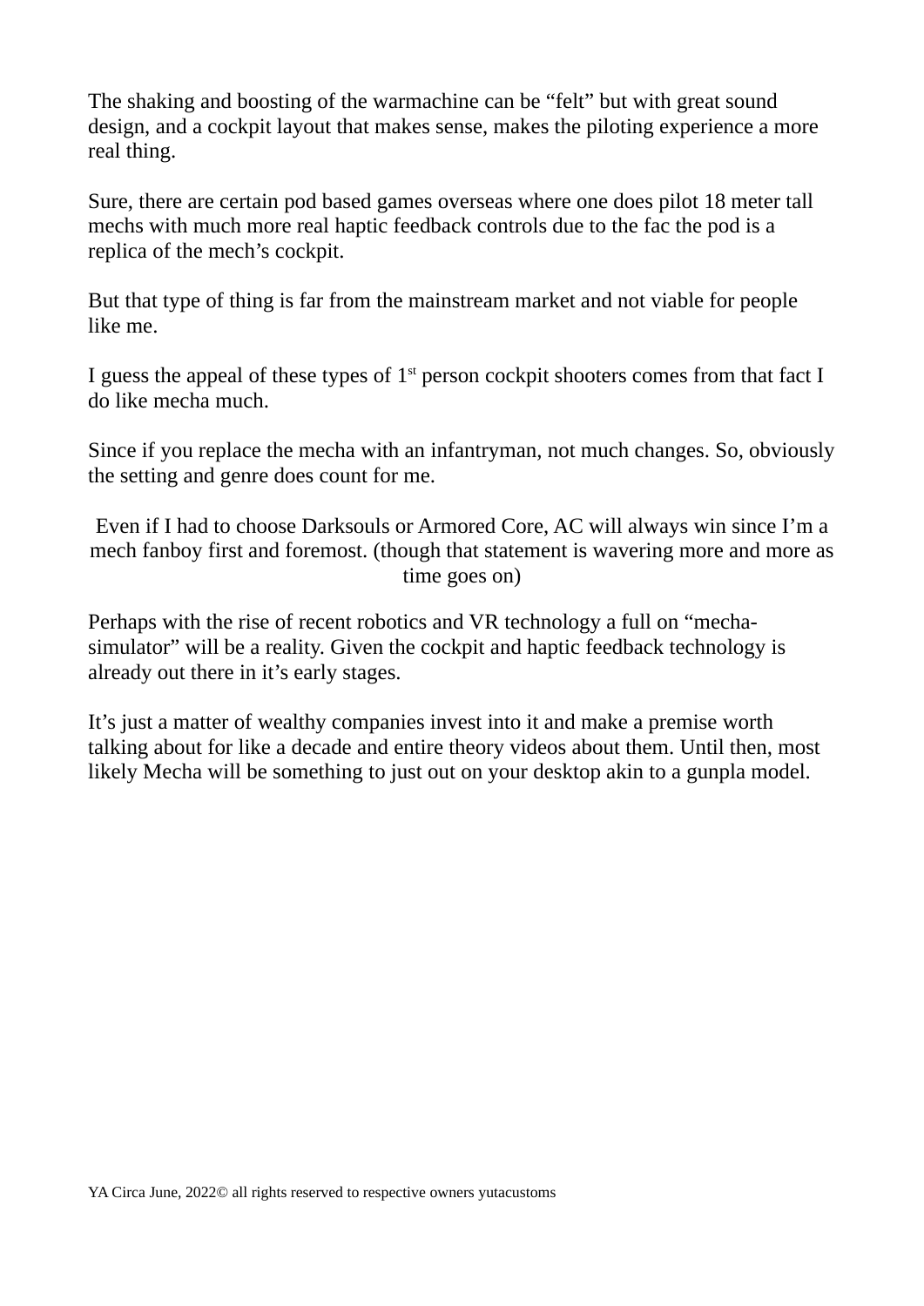The shaking and boosting of the warmachine can be “felt” but with great sound design, and a cockpit layout that makes sense, makes the piloting experience a more real thing.

Sure, there are certain pod based games overseas where one does pilot 18 meter tall mechs with much more real haptic feedback controls due to the fac the pod is a replica of the mech’s cockpit.

But that type of thing is far from the mainstream market and not viable for people like me.

I guess the appeal of these types of 1st person cockpit shooters comes from that fact I do like mecha much.

Since if you replace the mecha with an infantryman, not much changes. So, obviously the setting and genre does count for me.

Even if I had to choose Darksouls or Armored Core, AC will always win since I’m a mech fanboy first and foremost. (though that statement is wavering more and more as time goes on)

Perhaps with the rise of recent robotics and VR technology a full on “mecha-simulator” will be a reality. Given the cockpit and haptic feedback technology is already out there in it’s early stages.

It’s just a matter of wealthy companies invest into it and make a premise worth talking about for like a decade and entire theory videos about them. Until then, most likely Mecha will be something to just out on your desktop akin to a gunpla model.

YA Circa June, 2022© all rights reserved to respective owners yutacustoms